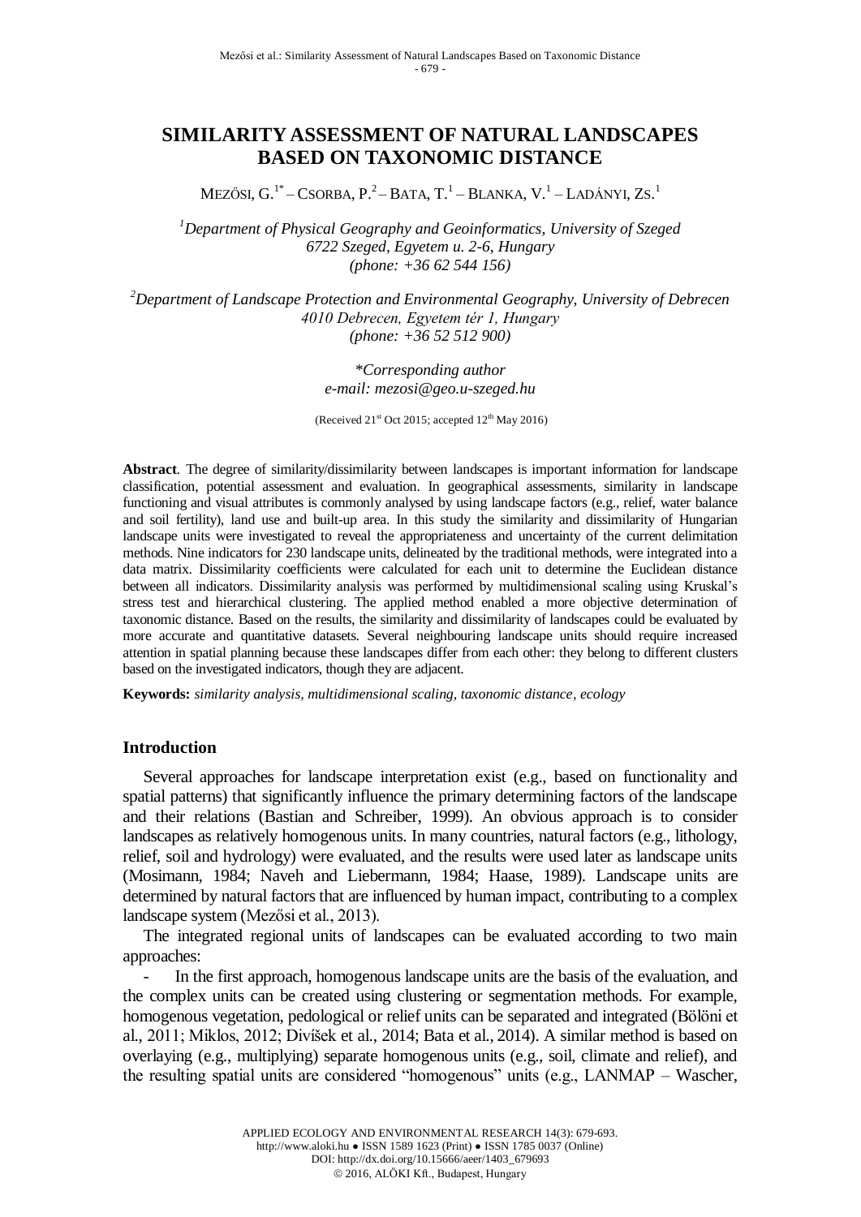# SIMILARITY ASSESSMENT OF NATURAL LANDSCAPES BASED ON TAXONOMIC DISTANCE

MEZŐSI, G.[1*] – CSORBA, P.[2] – BATA, T.[1] – BLANKA, V.[1] – LADÁNYI, ZS.[1]

[1]*Department of Physical Geography and Geoinformatics, University of Szeged*
*6722 Szeged, Egyetem u. 2-6, Hungary*
*(phone: +36 62 544 156)*

[2]*Department of Landscape Protection and Environmental Geography, University of Debrecen*
*4010 Debrecen, Egyetem tér 1, Hungary*
*(phone: +36 52 512 900)*

*\*Corresponding author*
*e-mail: mezosi@geo.u-szeged.hu*

(Received 21st Oct 2015; accepted 12th May 2016)

**Abstract**. The degree of similarity/dissimilarity between landscapes is important information for landscape classification, potential assessment and evaluation. In geographical assessments, similarity in landscape functioning and visual attributes is commonly analysed by using landscape factors (e.g., relief, water balance and soil fertility), land use and built-up area. In this study the similarity and dissimilarity of Hungarian landscape units were investigated to reveal the appropriateness and uncertainty of the current delimitation methods. Nine indicators for 230 landscape units, delineated by the traditional methods, were integrated into a data matrix. Dissimilarity coefficients were calculated for each unit to determine the Euclidean distance between all indicators. Dissimilarity analysis was performed by multidimensional scaling using Kruskal's stress test and hierarchical clustering. The applied method enabled a more objective determination of taxonomic distance. Based on the results, the similarity and dissimilarity of landscapes could be evaluated by more accurate and quantitative datasets. Several neighbouring landscape units should require increased attention in spatial planning because these landscapes differ from each other: they belong to different clusters based on the investigated indicators, though they are adjacent.

**Keywords:** *similarity analysis, multidimensional scaling, taxonomic distance, ecology*

## Introduction

Several approaches for landscape interpretation exist (e.g., based on functionality and spatial patterns) that significantly influence the primary determining factors of the landscape and their relations (Bastian and Schreiber, 1999). An obvious approach is to consider landscapes as relatively homogenous units. In many countries, natural factors (e.g., lithology, relief, soil and hydrology) were evaluated, and the results were used later as landscape units (Mosimann, 1984; Naveh and Liebermann, 1984; Haase, 1989). Landscape units are determined by natural factors that are influenced by human impact, contributing to a complex landscape system (Mezősi et al., 2013).

The integrated regional units of landscapes can be evaluated according to two main approaches:

- In the first approach, homogenous landscape units are the basis of the evaluation, and the complex units can be created using clustering or segmentation methods. For example, homogenous vegetation, pedological or relief units can be separated and integrated (Bölöni et al., 2011; Miklos, 2012; Divíšek et al., 2014; Bata et al., 2014). A similar method is based on overlaying (e.g., multiplying) separate homogenous units (e.g., soil, climate and relief), and the resulting spatial units are considered "homogenous" units (e.g., LANMAP – Wascher,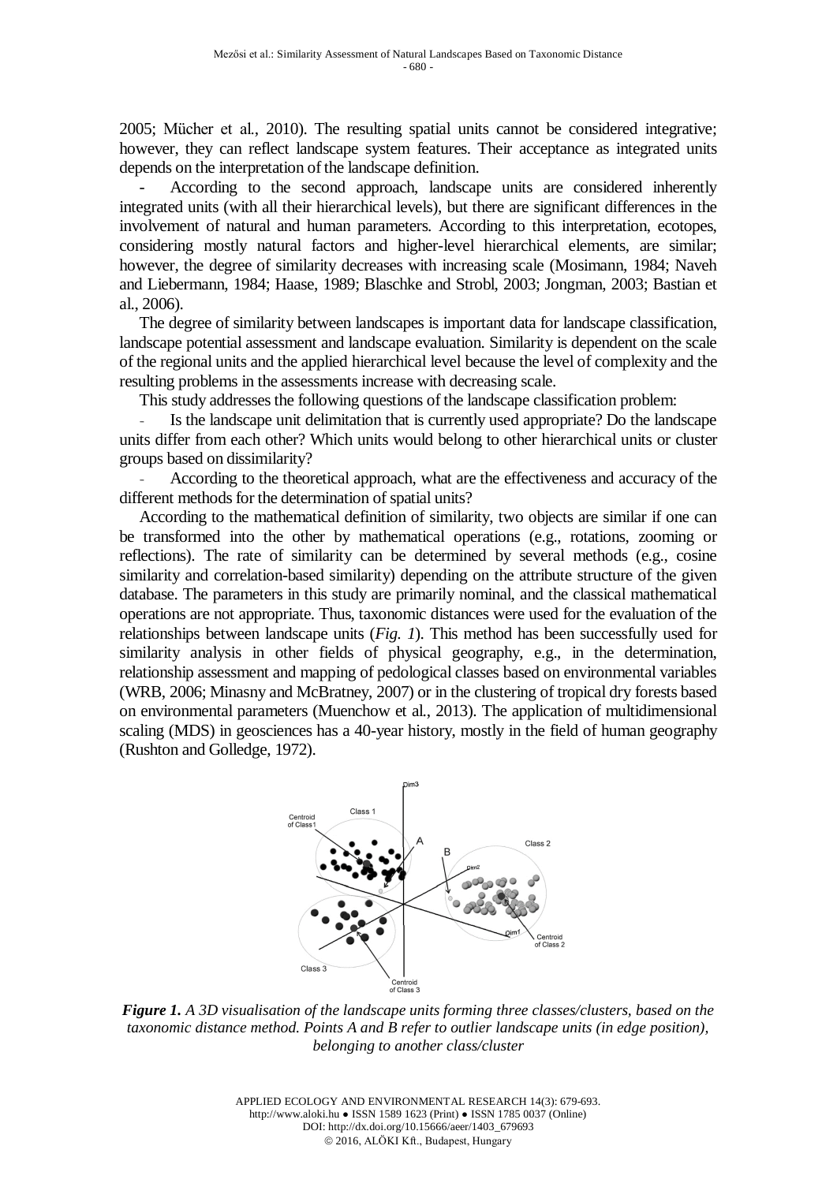2005; Mücher et al., 2010). The resulting spatial units cannot be considered integrative; however, they can reflect landscape system features. Their acceptance as integrated units depends on the interpretation of the landscape definition.

- According to the second approach, landscape units are considered inherently integrated units (with all their hierarchical levels), but there are significant differences in the involvement of natural and human parameters. According to this interpretation, ecotopes, considering mostly natural factors and higher-level hierarchical elements, are similar; however, the degree of similarity decreases with increasing scale (Mosimann, 1984; Naveh and Liebermann, 1984; Haase, 1989; Blaschke and Strobl, 2003; Jongman, 2003; Bastian et al., 2006).

The degree of similarity between landscapes is important data for landscape classification, landscape potential assessment and landscape evaluation. Similarity is dependent on the scale of the regional units and the applied hierarchical level because the level of complexity and the resulting problems in the assessments increase with decreasing scale.

This study addresses the following questions of the landscape classification problem:

- Is the landscape unit delimitation that is currently used appropriate? Do the landscape units differ from each other? Which units would belong to other hierarchical units or cluster groups based on dissimilarity?
- According to the theoretical approach, what are the effectiveness and accuracy of the different methods for the determination of spatial units?

According to the mathematical definition of similarity, two objects are similar if one can be transformed into the other by mathematical operations (e.g., rotations, zooming or reflections). The rate of similarity can be determined by several methods (e.g., cosine similarity and correlation-based similarity) depending on the attribute structure of the given database. The parameters in this study are primarily nominal, and the classical mathematical operations are not appropriate. Thus, taxonomic distances were used for the evaluation of the relationships between landscape units (*Fig. 1*). This method has been successfully used for similarity analysis in other fields of physical geography, e.g., in the determination, relationship assessment and mapping of pedological classes based on environmental variables (WRB, 2006; Minasny and McBratney, 2007) or in the clustering of tropical dry forests based on environmental parameters (Muenchow et al., 2013). The application of multidimensional scaling (MDS) in geosciences has a 40-year history, mostly in the field of human geography (Rushton and Golledge, 1972).

***Figure 1.*** *A 3D visualisation of the landscape units forming three classes/clusters, based on the taxonomic distance method. Points A and B refer to outlier landscape units (in edge position), belonging to another class/cluster*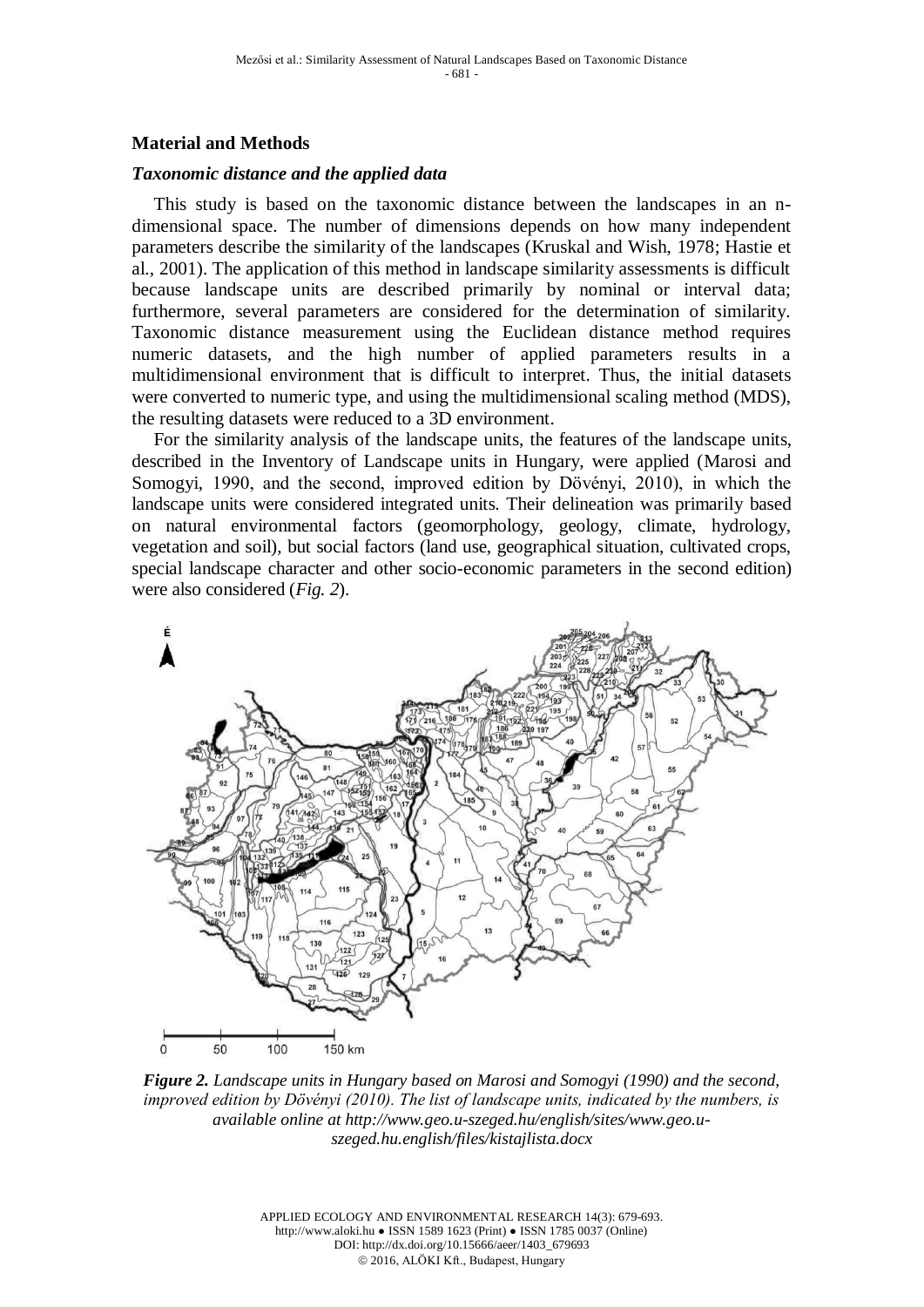## Material and Methods

### *Taxonomic distance and the applied data*

This study is based on the taxonomic distance between the landscapes in an n-dimensional space. The number of dimensions depends on how many independent parameters describe the similarity of the landscapes (Kruskal and Wish, 1978; Hastie et al., 2001). The application of this method in landscape similarity assessments is difficult because landscape units are described primarily by nominal or interval data; furthermore, several parameters are considered for the determination of similarity. Taxonomic distance measurement using the Euclidean distance method requires numeric datasets, and the high number of applied parameters results in a multidimensional environment that is difficult to interpret. Thus, the initial datasets were converted to numeric type, and using the multidimensional scaling method (MDS), the resulting datasets were reduced to a 3D environment.

For the similarity analysis of the landscape units, the features of the landscape units, described in the Inventory of Landscape units in Hungary, were applied (Marosi and Somogyi, 1990, and the second, improved edition by Dövényi, 2010), in which the landscape units were considered integrated units. Their delineation was primarily based on natural environmental factors (geomorphology, geology, climate, hydrology, vegetation and soil), but social factors (land use, geographical situation, cultivated crops, special landscape character and other socio-economic parameters in the second edition) were also considered (*Fig. 2*).

***Figure 2.*** *Landscape units in Hungary based on Marosi and Somogyi (1990) and the second, improved edition by Dövényi (2010). The list of landscape units, indicated by the numbers, is available online at http://www.geo.u-szeged.hu/english/sites/www.geo.u-szeged.hu.english/files/kistajlista.docx*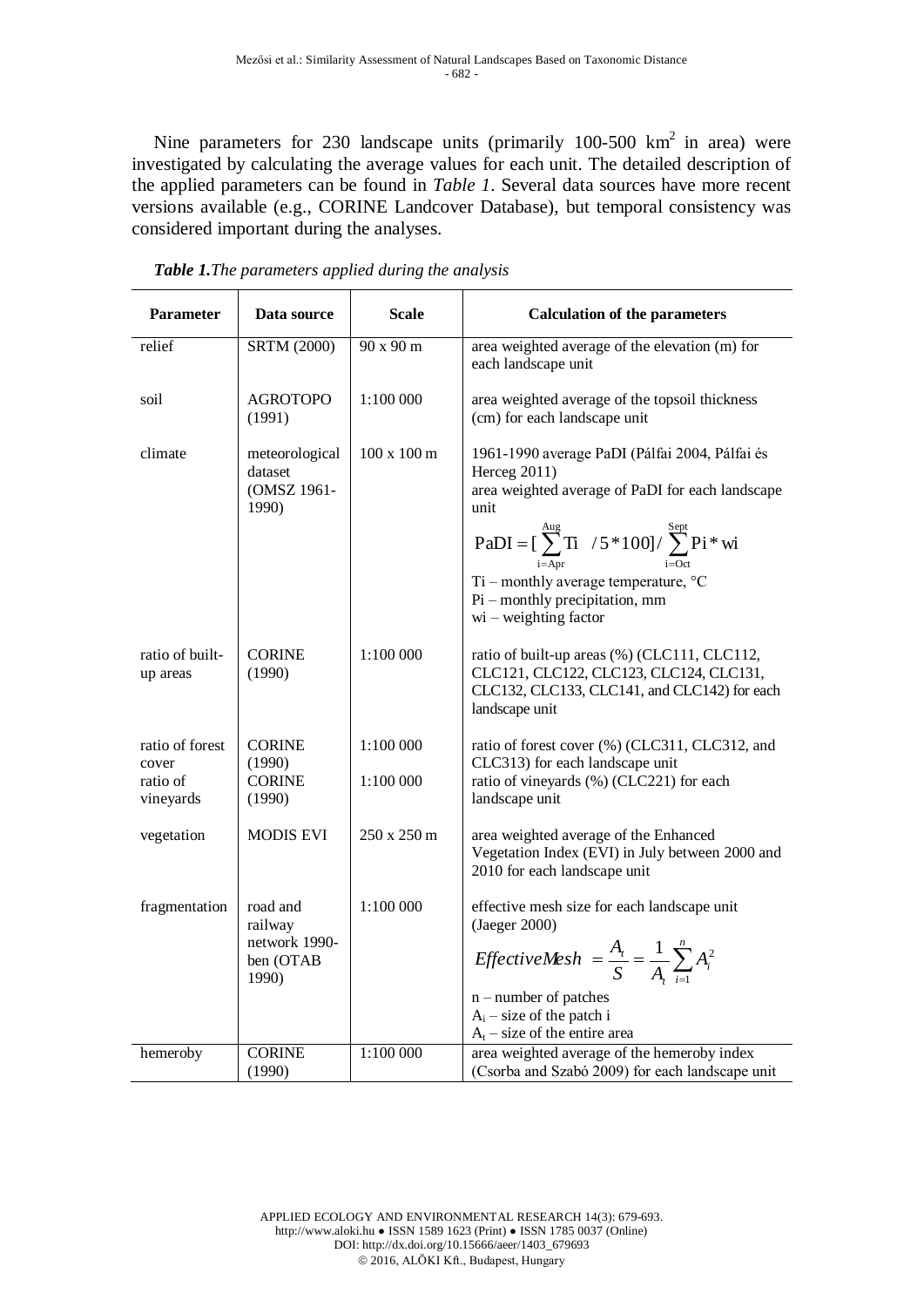Nine parameters for 230 landscape units (primarily 100-500 km$^2$ in area) were investigated by calculating the average values for each unit. The detailed description of the applied parameters can be found in *Table 1*. Several data sources have more recent versions available (e.g., CORINE Landcover Database), but temporal consistency was considered important during the analyses.

***Table 1.*** *The parameters applied during the analysis*

| Parameter | Data source | Scale | Calculation of the parameters |
|---|---|---|---|
| relief | SRTM (2000) | 90 x 90 m | area weighted average of the elevation (m) for each landscape unit |
| soil | AGROTOPO (1991) | 1:100 000 | area weighted average of the topsoil thickness (cm) for each landscape unit |
| climate | meteorological dataset (OMSZ 1961-1990) | 100 x 100 m | 1961-1990 average PaDI (Pálfai 2004, Pálfai és Herceg 2011) area weighted average of PaDI for each landscape unit $\mathrm{PaDI} = [\sum_{i=\mathrm{Apr}}^{\mathrm{Aug}} \mathrm{Ti} \ \ /5*100]/\sum_{i=\mathrm{Oct}}^{\mathrm{Sept}} \mathrm{Pi}*\mathrm{wi}$ Ti – monthly average temperature, °C Pi – monthly precipitation, mm wi – weighting factor |
| ratio of built-up areas | CORINE (1990) | 1:100 000 | ratio of built-up areas (%) (CLC111, CLC112, CLC121, CLC122, CLC123, CLC124, CLC131, CLC132, CLC133, CLC141, and CLC142) for each landscape unit |
| ratio of forest cover | CORINE (1990) | 1:100 000 | ratio of forest cover (%) (CLC311, CLC312, and CLC313) for each landscape unit |
| ratio of vineyards | CORINE (1990) | 1:100 000 | ratio of vineyards (%) (CLC221) for each landscape unit |
| vegetation | MODIS EVI | 250 x 250 m | area weighted average of the Enhanced Vegetation Index (EVI) in July between 2000 and 2010 for each landscape unit |
| fragmentation | road and railway network 1990-ben (OTAB 1990) | 1:100 000 | effective mesh size for each landscape unit (Jaeger 2000) $EffectiveMesh = \frac{A_t}{S} = \frac{1}{A_t}\sum_{i=1}^{n} A_i^2$ n – number of patches $A_i$ – size of the patch i $A_t$ – size of the entire area |
| hemeroby | CORINE (1990) | 1:100 000 | area weighted average of the hemeroby index (Csorba and Szabó 2009) for each landscape unit |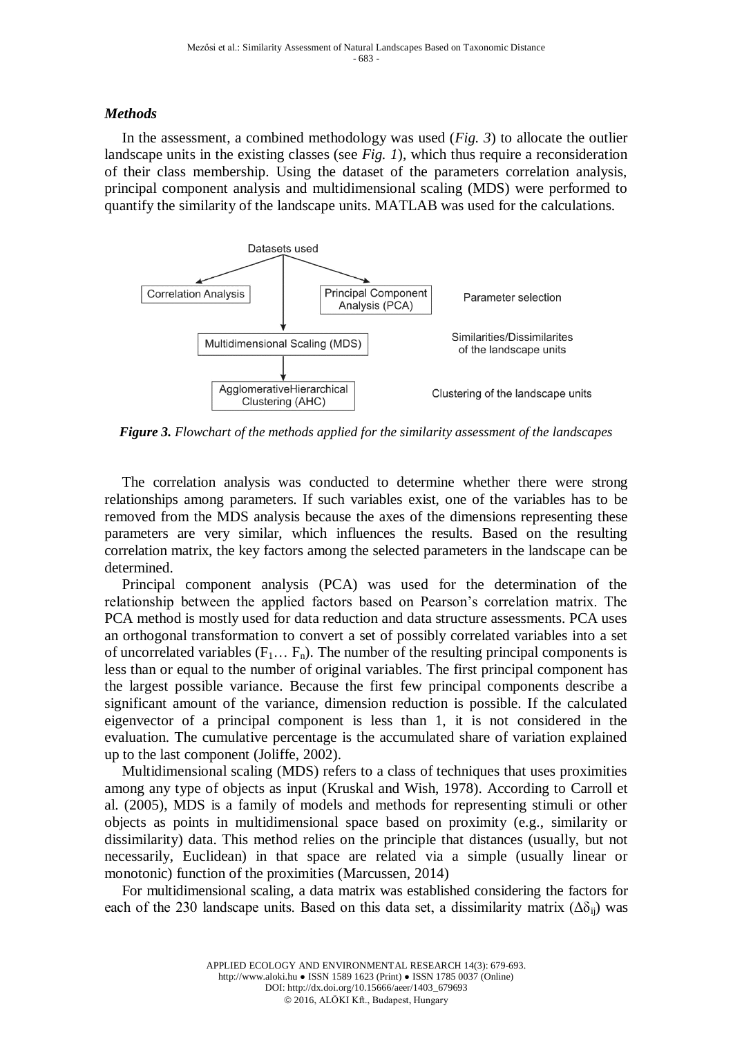### *Methods*

In the assessment, a combined methodology was used (*Fig. 3*) to allocate the outlier landscape units in the existing classes (see *Fig. 1*), which thus require a reconsideration of their class membership. Using the dataset of the parameters correlation analysis, principal component analysis and multidimensional scaling (MDS) were performed to quantify the similarity of the landscape units. MATLAB was used for the calculations.

***Figure 3.*** *Flowchart of the methods applied for the similarity assessment of the landscapes*

The correlation analysis was conducted to determine whether there were strong relationships among parameters. If such variables exist, one of the variables has to be removed from the MDS analysis because the axes of the dimensions representing these parameters are very similar, which influences the results. Based on the resulting correlation matrix, the key factors among the selected parameters in the landscape can be determined.

Principal component analysis (PCA) was used for the determination of the relationship between the applied factors based on Pearson's correlation matrix. The PCA method is mostly used for data reduction and data structure assessments. PCA uses an orthogonal transformation to convert a set of possibly correlated variables into a set of uncorrelated variables ($F_1 \ldots F_n$). The number of the resulting principal components is less than or equal to the number of original variables. The first principal component has the largest possible variance. Because the first few principal components describe a significant amount of the variance, dimension reduction is possible. If the calculated eigenvector of a principal component is less than 1, it is not considered in the evaluation. The cumulative percentage is the accumulated share of variation explained up to the last component (Joliffe, 2002).

Multidimensional scaling (MDS) refers to a class of techniques that uses proximities among any type of objects as input (Kruskal and Wish, 1978). According to Carroll et al. (2005), MDS is a family of models and methods for representing stimuli or other objects as points in multidimensional space based on proximity (e.g., similarity or dissimilarity) data. This method relies on the principle that distances (usually, but not necessarily, Euclidean) in that space are related via a simple (usually linear or monotonic) function of the proximities (Marcussen, 2014)

For multidimensional scaling, a data matrix was established considering the factors for each of the 230 landscape units. Based on this data set, a dissimilarity matrix ($\Delta\delta_{ij}$) was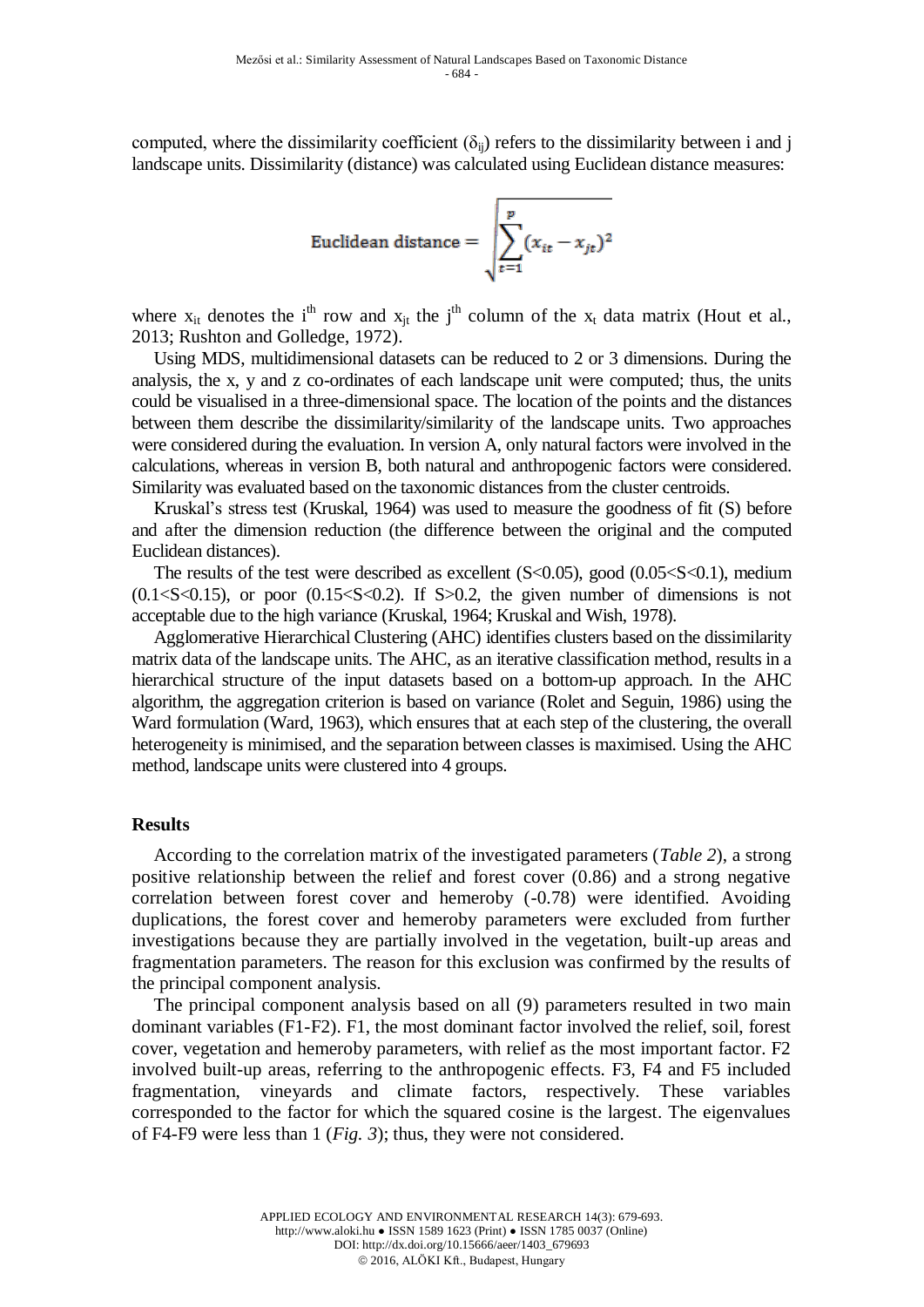computed, where the dissimilarity coefficient ($\delta_{ij}$) refers to the dissimilarity between i and j landscape units. Dissimilarity (distance) was calculated using Euclidean distance measures:

$$\text{Euclidean distance} = \sqrt{\sum_{t=1}^{p}(x_{it} - x_{jt})^2}$$

where $x_{it}$ denotes the i[th] row and $x_{jt}$ the j[th] column of the $x_t$ data matrix (Hout et al., 2013; Rushton and Golledge, 1972).

Using MDS, multidimensional datasets can be reduced to 2 or 3 dimensions. During the analysis, the x, y and z co-ordinates of each landscape unit were computed; thus, the units could be visualised in a three-dimensional space. The location of the points and the distances between them describe the dissimilarity/similarity of the landscape units. Two approaches were considered during the evaluation. In version A, only natural factors were involved in the calculations, whereas in version B, both natural and anthropogenic factors were considered. Similarity was evaluated based on the taxonomic distances from the cluster centroids.

Kruskal's stress test (Kruskal, 1964) was used to measure the goodness of fit (S) before and after the dimension reduction (the difference between the original and the computed Euclidean distances).

The results of the test were described as excellent ($S<0.05$), good ($0.05<S<0.1$), medium ($0.1<S<0.15$), or poor ($0.15<S<0.2$). If $S>0.2$, the given number of dimensions is not acceptable due to the high variance (Kruskal, 1964; Kruskal and Wish, 1978).

Agglomerative Hierarchical Clustering (AHC) identifies clusters based on the dissimilarity matrix data of the landscape units. The AHC, as an iterative classification method, results in a hierarchical structure of the input datasets based on a bottom-up approach. In the AHC algorithm, the aggregation criterion is based on variance (Rolet and Seguin, 1986) using the Ward formulation (Ward, 1963), which ensures that at each step of the clustering, the overall heterogeneity is minimised, and the separation between classes is maximised. Using the AHC method, landscape units were clustered into 4 groups.

## Results

According to the correlation matrix of the investigated parameters (*Table 2*), a strong positive relationship between the relief and forest cover (0.86) and a strong negative correlation between forest cover and hemeroby (-0.78) were identified. Avoiding duplications, the forest cover and hemeroby parameters were excluded from further investigations because they are partially involved in the vegetation, built-up areas and fragmentation parameters. The reason for this exclusion was confirmed by the results of the principal component analysis.

The principal component analysis based on all (9) parameters resulted in two main dominant variables (F1-F2). F1, the most dominant factor involved the relief, soil, forest cover, vegetation and hemeroby parameters, with relief as the most important factor. F2 involved built-up areas, referring to the anthropogenic effects. F3, F4 and F5 included fragmentation, vineyards and climate factors, respectively. These variables corresponded to the factor for which the squared cosine is the largest. The eigenvalues of F4-F9 were less than 1 (*Fig. 3*); thus, they were not considered.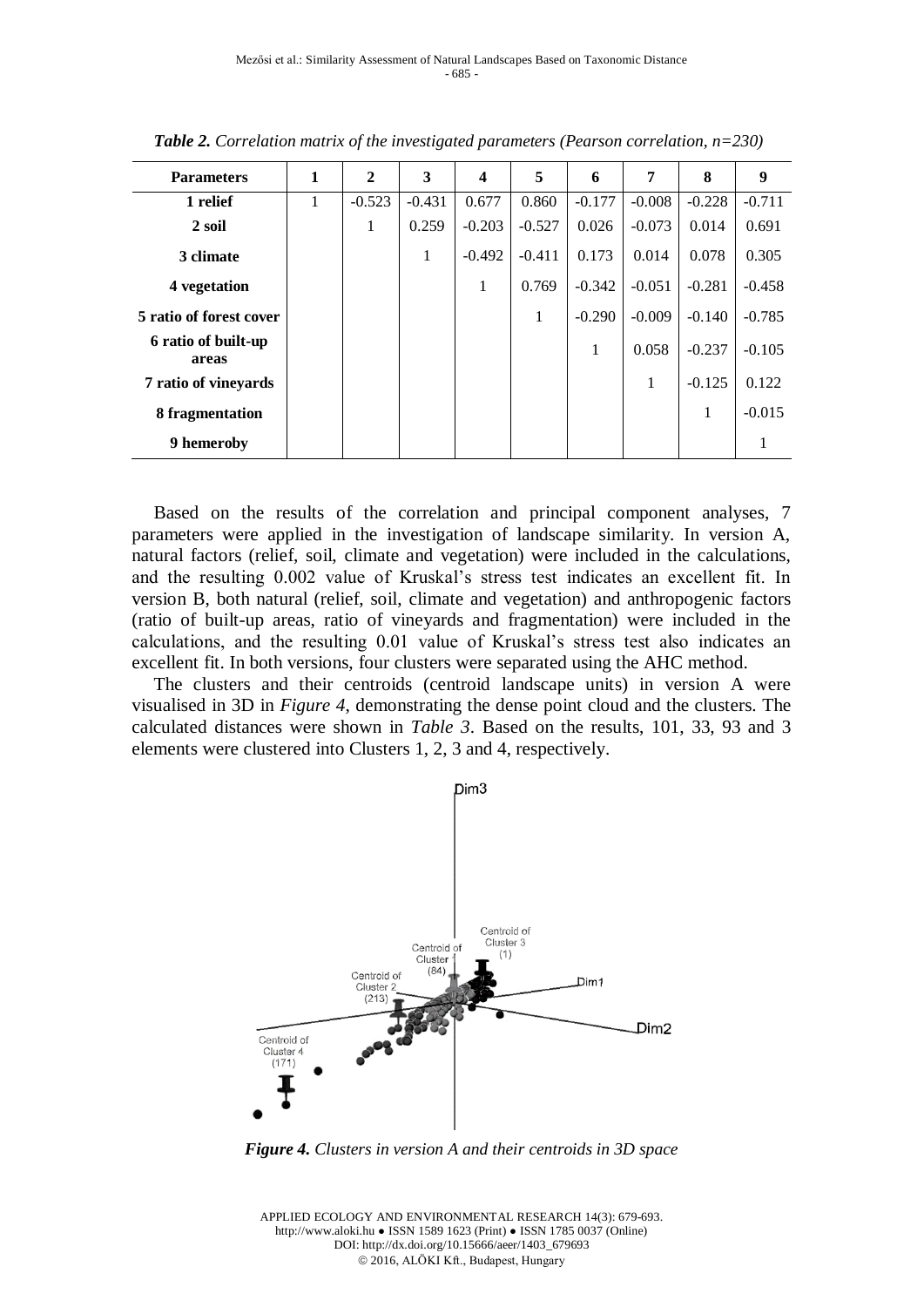*Table 2. Correlation matrix of the investigated parameters (Pearson correlation, n=230)*

| Parameters | 1 | 2 | 3 | 4 | 5 | 6 | 7 | 8 | 9 |
|---|---|---|---|---|---|---|---|---|---|
| **1 relief** | 1 | -0.523 | -0.431 | 0.677 | 0.860 | -0.177 | -0.008 | -0.228 | -0.711 |
| **2 soil** | | 1 | 0.259 | -0.203 | -0.527 | 0.026 | -0.073 | 0.014 | 0.691 |
| **3 climate** | | | 1 | -0.492 | -0.411 | 0.173 | 0.014 | 0.078 | 0.305 |
| **4 vegetation** | | | | 1 | 0.769 | -0.342 | -0.051 | -0.281 | -0.458 |
| **5 ratio of forest cover** | | | | | 1 | -0.290 | -0.009 | -0.140 | -0.785 |
| **6 ratio of built-up areas** | | | | | | 1 | 0.058 | -0.237 | -0.105 |
| **7 ratio of vineyards** | | | | | | | 1 | -0.125 | 0.122 |
| **8 fragmentation** | | | | | | | | 1 | -0.015 |
| **9 hemeroby** | | | | | | | | | 1 |

Based on the results of the correlation and principal component analyses, 7 parameters were applied in the investigation of landscape similarity. In version A, natural factors (relief, soil, climate and vegetation) were included in the calculations, and the resulting 0.002 value of Kruskal's stress test indicates an excellent fit. In version B, both natural (relief, soil, climate and vegetation) and anthropogenic factors (ratio of built-up areas, ratio of vineyards and fragmentation) were included in the calculations, and the resulting 0.01 value of Kruskal's stress test also indicates an excellent fit. In both versions, four clusters were separated using the AHC method.

The clusters and their centroids (centroid landscape units) in version A were visualised in 3D in *Figure 4*, demonstrating the dense point cloud and the clusters. The calculated distances were shown in *Table 3*. Based on the results, 101, 33, 93 and 3 elements were clustered into Clusters 1, 2, 3 and 4, respectively.

***Figure 4.** Clusters in version A and their centroids in 3D space*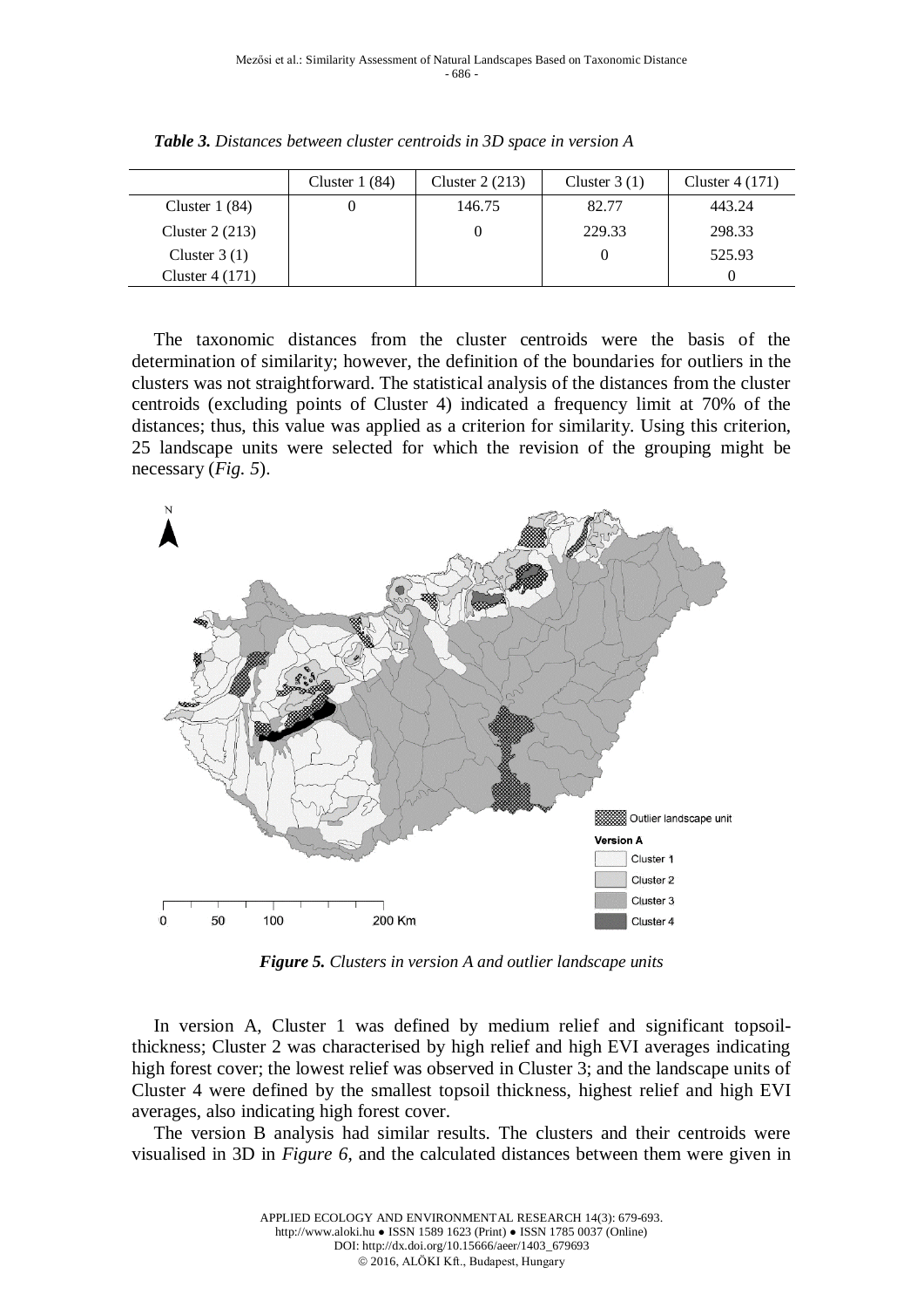*Table 3. Distances between cluster centroids in 3D space in version A*

| | Cluster 1 (84) | Cluster 2 (213) | Cluster 3 (1) | Cluster 4 (171) |
|---|---|---|---|---|
| Cluster 1 (84) | 0 | 146.75 | 82.77 | 443.24 |
| Cluster 2 (213) | | 0 | 229.33 | 298.33 |
| Cluster 3 (1) | | | 0 | 525.93 |
| Cluster 4 (171) | | | | 0 |

The taxonomic distances from the cluster centroids were the basis of the determination of similarity; however, the definition of the boundaries for outliers in the clusters was not straightforward. The statistical analysis of the distances from the cluster centroids (excluding points of Cluster 4) indicated a frequency limit at 70% of the distances; thus, this value was applied as a criterion for similarity. Using this criterion, 25 landscape units were selected for which the revision of the grouping might be necessary (*Fig. 5*).

***Figure 5.** Clusters in version A and outlier landscape units*

In version A, Cluster 1 was defined by medium relief and significant topsoil-thickness; Cluster 2 was characterised by high relief and high EVI averages indicating high forest cover; the lowest relief was observed in Cluster 3; and the landscape units of Cluster 4 were defined by the smallest topsoil thickness, highest relief and high EVI averages, also indicating high forest cover.

The version B analysis had similar results. The clusters and their centroids were visualised in 3D in *Figure 6*, and the calculated distances between them were given in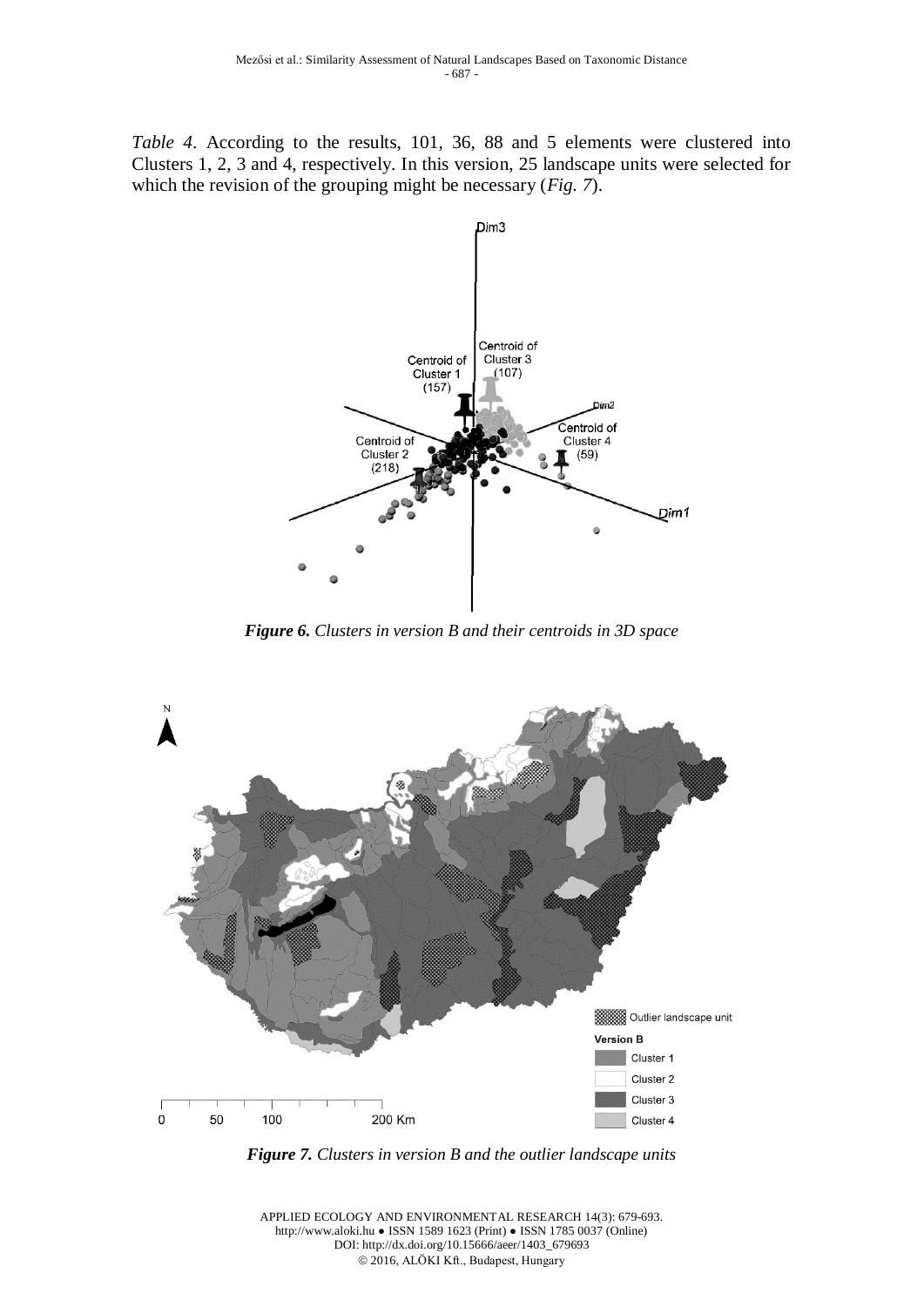*Table 4*. According to the results, 101, 36, 88 and 5 elements were clustered into Clusters 1, 2, 3 and 4, respectively. In this version, 25 landscape units were selected for which the revision of the grouping might be necessary (*Fig. 7*).

***Figure 6.*** *Clusters in version B and their centroids in 3D space*

***Figure 7.*** *Clusters in version B and the outlier landscape units*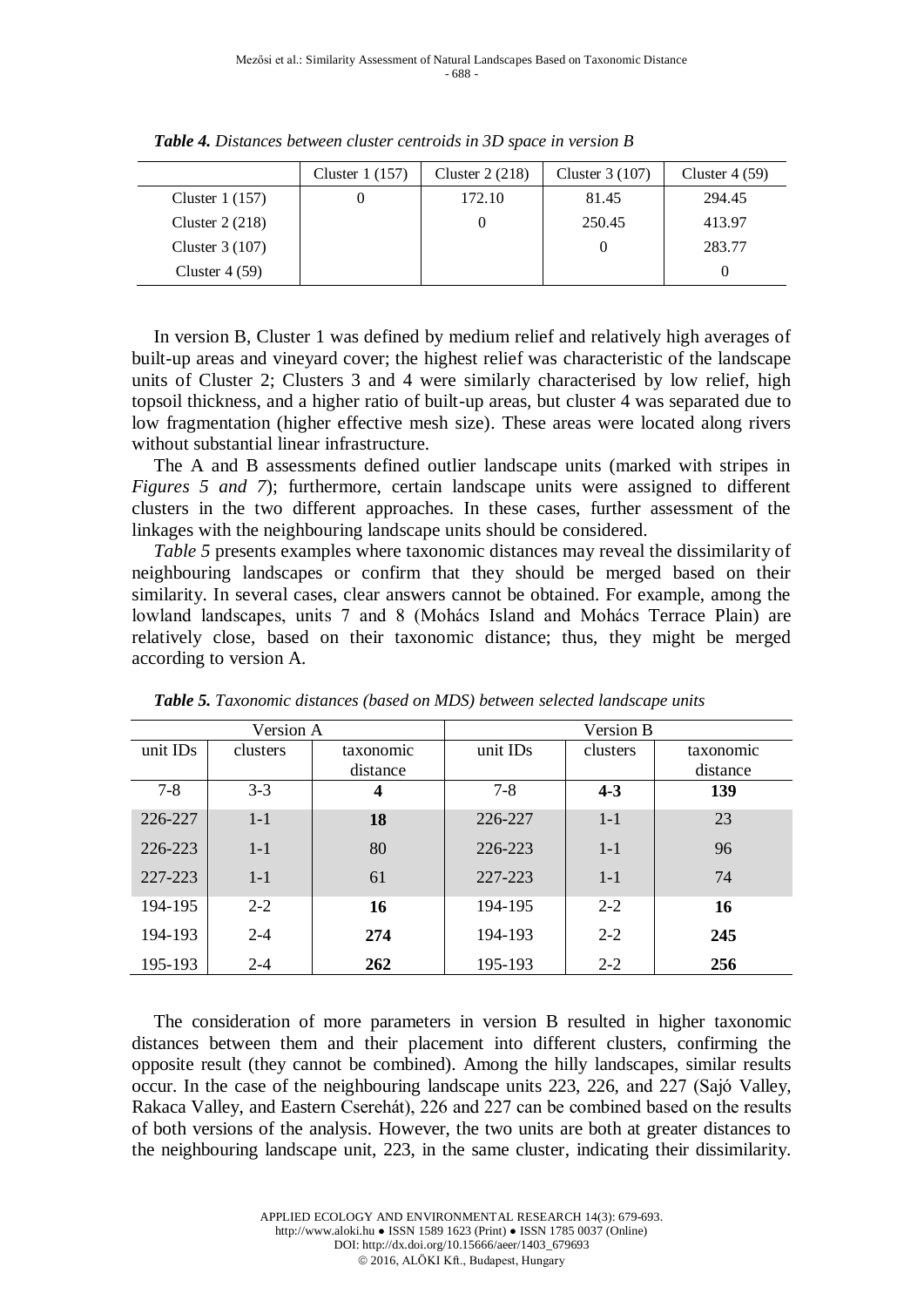*Table 4. Distances between cluster centroids in 3D space in version B*

| | Cluster 1 (157) | Cluster 2 (218) | Cluster 3 (107) | Cluster 4 (59) |
|---|---|---|---|---|
| Cluster 1 (157) | 0 | 172.10 | 81.45 | 294.45 |
| Cluster 2 (218) | | 0 | 250.45 | 413.97 |
| Cluster 3 (107) | | | 0 | 283.77 |
| Cluster 4 (59) | | | | 0 |

In version B, Cluster 1 was defined by medium relief and relatively high averages of built-up areas and vineyard cover; the highest relief was characteristic of the landscape units of Cluster 2; Clusters 3 and 4 were similarly characterised by low relief, high topsoil thickness, and a higher ratio of built-up areas, but cluster 4 was separated due to low fragmentation (higher effective mesh size). These areas were located along rivers without substantial linear infrastructure.

The A and B assessments defined outlier landscape units (marked with stripes in *Figures 5 and 7*); furthermore, certain landscape units were assigned to different clusters in the two different approaches. In these cases, further assessment of the linkages with the neighbouring landscape units should be considered.

*Table 5* presents examples where taxonomic distances may reveal the dissimilarity of neighbouring landscapes or confirm that they should be merged based on their similarity. In several cases, clear answers cannot be obtained. For example, among the lowland landscapes, units 7 and 8 (Mohács Island and Mohács Terrace Plain) are relatively close, based on their taxonomic distance; thus, they might be merged according to version A.

*Table 5. Taxonomic distances (based on MDS) between selected landscape units*

| Version A | | | Version B | | |
|---|---|---|---|---|---|
| unit IDs | clusters | taxonomic distance | unit IDs | clusters | taxonomic distance |
| 7-8 | 3-3 | **4** | 7-8 | **4-3** | **139** |
| 226-227 | 1-1 | **18** | 226-227 | 1-1 | 23 |
| 226-223 | 1-1 | 80 | 226-223 | 1-1 | 96 |
| 227-223 | 1-1 | 61 | 227-223 | 1-1 | 74 |
| 194-195 | 2-2 | **16** | 194-195 | 2-2 | **16** |
| 194-193 | 2-4 | **274** | 194-193 | 2-2 | **245** |
| 195-193 | 2-4 | **262** | 195-193 | 2-2 | **256** |

The consideration of more parameters in version B resulted in higher taxonomic distances between them and their placement into different clusters, confirming the opposite result (they cannot be combined). Among the hilly landscapes, similar results occur. In the case of the neighbouring landscape units 223, 226, and 227 (Sajó Valley, Rakaca Valley, and Eastern Cserehát), 226 and 227 can be combined based on the results of both versions of the analysis. However, the two units are both at greater distances to the neighbouring landscape unit, 223, in the same cluster, indicating their dissimilarity.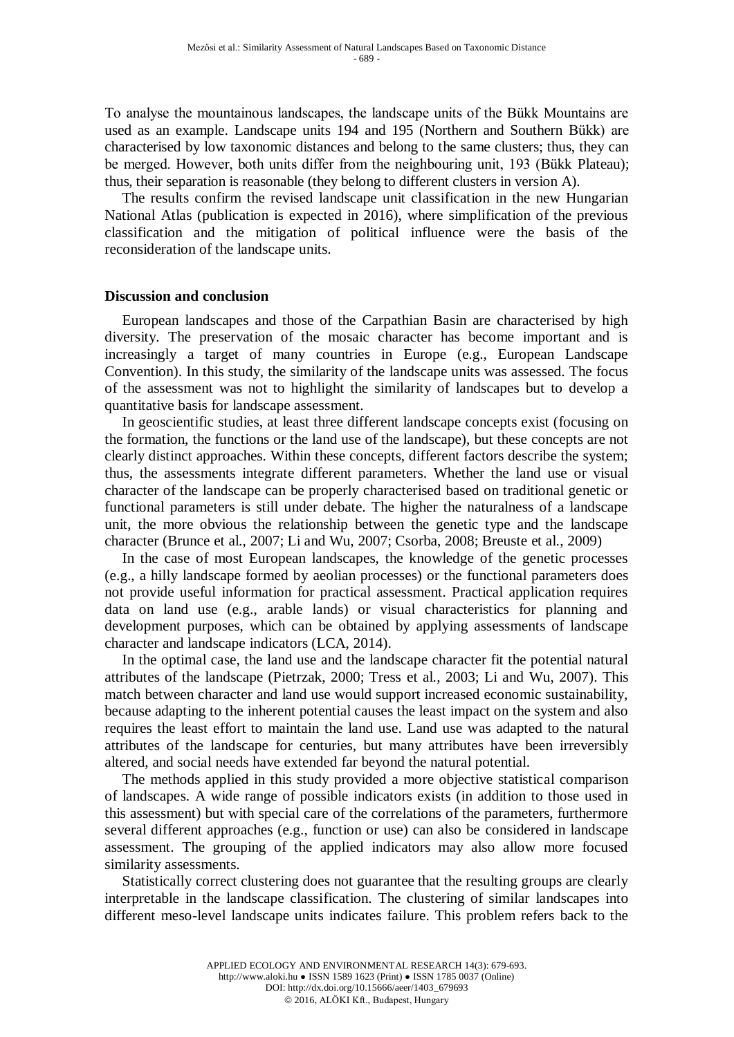To analyse the mountainous landscapes, the landscape units of the Bükk Mountains are used as an example. Landscape units 194 and 195 (Northern and Southern Bükk) are characterised by low taxonomic distances and belong to the same clusters; thus, they can be merged. However, both units differ from the neighbouring unit, 193 (Bükk Plateau); thus, their separation is reasonable (they belong to different clusters in version A).

The results confirm the revised landscape unit classification in the new Hungarian National Atlas (publication is expected in 2016), where simplification of the previous classification and the mitigation of political influence were the basis of the reconsideration of the landscape units.

## Discussion and conclusion

European landscapes and those of the Carpathian Basin are characterised by high diversity. The preservation of the mosaic character has become important and is increasingly a target of many countries in Europe (e.g., European Landscape Convention). In this study, the similarity of the landscape units was assessed. The focus of the assessment was not to highlight the similarity of landscapes but to develop a quantitative basis for landscape assessment.

In geoscientific studies, at least three different landscape concepts exist (focusing on the formation, the functions or the land use of the landscape), but these concepts are not clearly distinct approaches. Within these concepts, different factors describe the system; thus, the assessments integrate different parameters. Whether the land use or visual character of the landscape can be properly characterised based on traditional genetic or functional parameters is still under debate. The higher the naturalness of a landscape unit, the more obvious the relationship between the genetic type and the landscape character (Brunce et al., 2007; Li and Wu, 2007; Csorba, 2008; Breuste et al., 2009)

In the case of most European landscapes, the knowledge of the genetic processes (e.g., a hilly landscape formed by aeolian processes) or the functional parameters does not provide useful information for practical assessment. Practical application requires data on land use (e.g., arable lands) or visual characteristics for planning and development purposes, which can be obtained by applying assessments of landscape character and landscape indicators (LCA, 2014).

In the optimal case, the land use and the landscape character fit the potential natural attributes of the landscape (Pietrzak, 2000; Tress et al., 2003; Li and Wu, 2007). This match between character and land use would support increased economic sustainability, because adapting to the inherent potential causes the least impact on the system and also requires the least effort to maintain the land use. Land use was adapted to the natural attributes of the landscape for centuries, but many attributes have been irreversibly altered, and social needs have extended far beyond the natural potential.

The methods applied in this study provided a more objective statistical comparison of landscapes. A wide range of possible indicators exists (in addition to those used in this assessment) but with special care of the correlations of the parameters, furthermore several different approaches (e.g., function or use) can also be considered in landscape assessment. The grouping of the applied indicators may also allow more focused similarity assessments.

Statistically correct clustering does not guarantee that the resulting groups are clearly interpretable in the landscape classification. The clustering of similar landscapes into different meso-level landscape units indicates failure. This problem refers back to the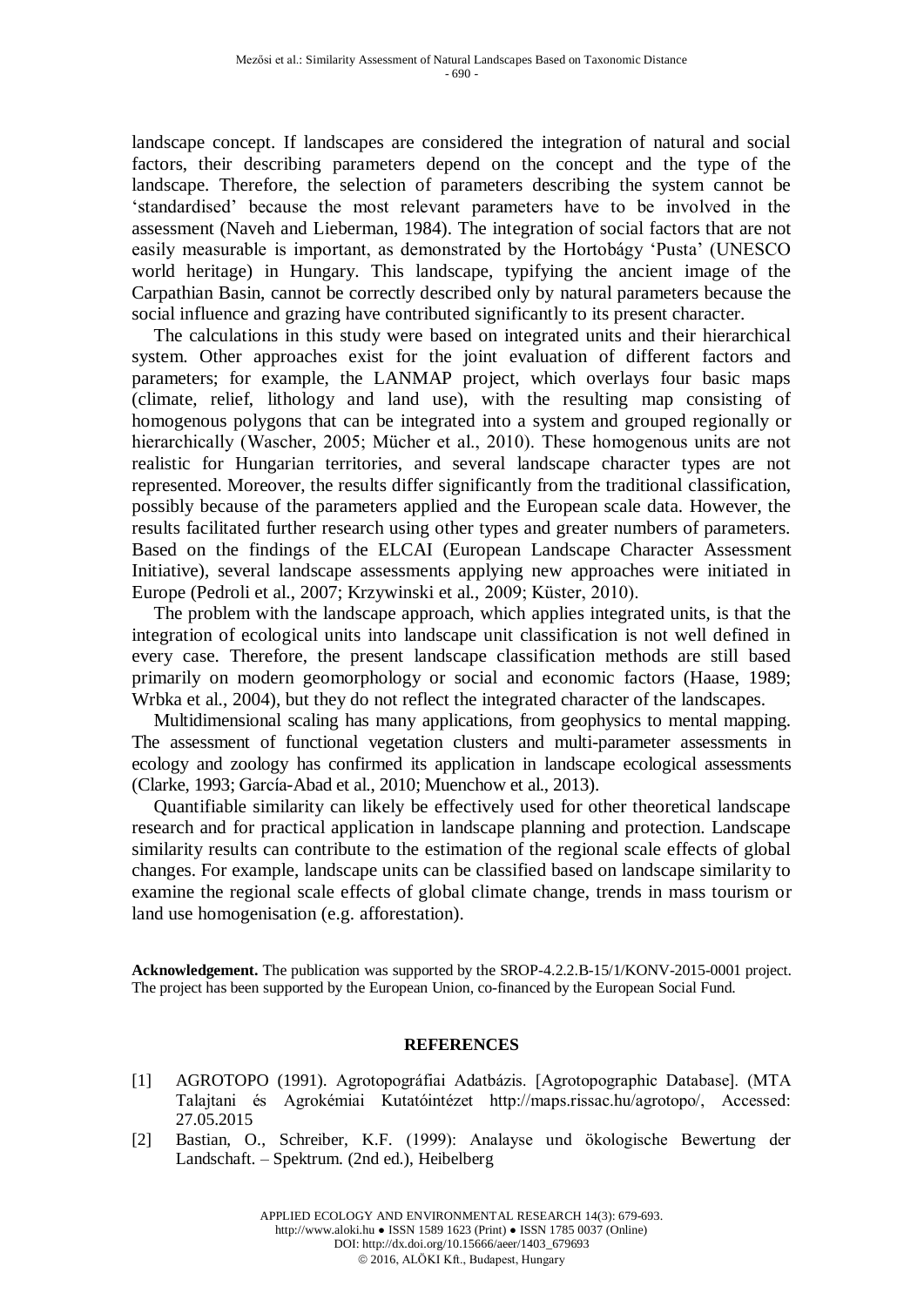landscape concept. If landscapes are considered the integration of natural and social factors, their describing parameters depend on the concept and the type of the landscape. Therefore, the selection of parameters describing the system cannot be 'standardised' because the most relevant parameters have to be involved in the assessment (Naveh and Lieberman, 1984). The integration of social factors that are not easily measurable is important, as demonstrated by the Hortobágy 'Pusta' (UNESCO world heritage) in Hungary. This landscape, typifying the ancient image of the Carpathian Basin, cannot be correctly described only by natural parameters because the social influence and grazing have contributed significantly to its present character.

The calculations in this study were based on integrated units and their hierarchical system. Other approaches exist for the joint evaluation of different factors and parameters; for example, the LANMAP project, which overlays four basic maps (climate, relief, lithology and land use), with the resulting map consisting of homogenous polygons that can be integrated into a system and grouped regionally or hierarchically (Wascher, 2005; Mücher et al., 2010). These homogenous units are not realistic for Hungarian territories, and several landscape character types are not represented. Moreover, the results differ significantly from the traditional classification, possibly because of the parameters applied and the European scale data. However, the results facilitated further research using other types and greater numbers of parameters. Based on the findings of the ELCAI (European Landscape Character Assessment Initiative), several landscape assessments applying new approaches were initiated in Europe (Pedroli et al., 2007; Krzywinski et al., 2009; Küster, 2010).

The problem with the landscape approach, which applies integrated units, is that the integration of ecological units into landscape unit classification is not well defined in every case. Therefore, the present landscape classification methods are still based primarily on modern geomorphology or social and economic factors (Haase, 1989; Wrbka et al., 2004), but they do not reflect the integrated character of the landscapes.

Multidimensional scaling has many applications, from geophysics to mental mapping. The assessment of functional vegetation clusters and multi-parameter assessments in ecology and zoology has confirmed its application in landscape ecological assessments (Clarke, 1993; García-Abad et al., 2010; Muenchow et al., 2013).

Quantifiable similarity can likely be effectively used for other theoretical landscape research and for practical application in landscape planning and protection. Landscape similarity results can contribute to the estimation of the regional scale effects of global changes. For example, landscape units can be classified based on landscape similarity to examine the regional scale effects of global climate change, trends in mass tourism or land use homogenisation (e.g. afforestation).

**Acknowledgement.** The publication was supported by the SROP-4.2.2.B-15/1/KONV-2015-0001 project. The project has been supported by the European Union, co-financed by the European Social Fund.

## REFERENCES

[1] AGROTOPO (1991). Agrotopográfiai Adatbázis. [Agrotopographic Database]. (MTA Talajtani és Agrokémiai Kutatóintézet http://maps.rissac.hu/agrotopo/, Accessed: 27.05.2015

[2] Bastian, O., Schreiber, K.F. (1999): Analayse und ökologische Bewertung der Landschaft. – Spektrum. (2nd ed.), Heibelberg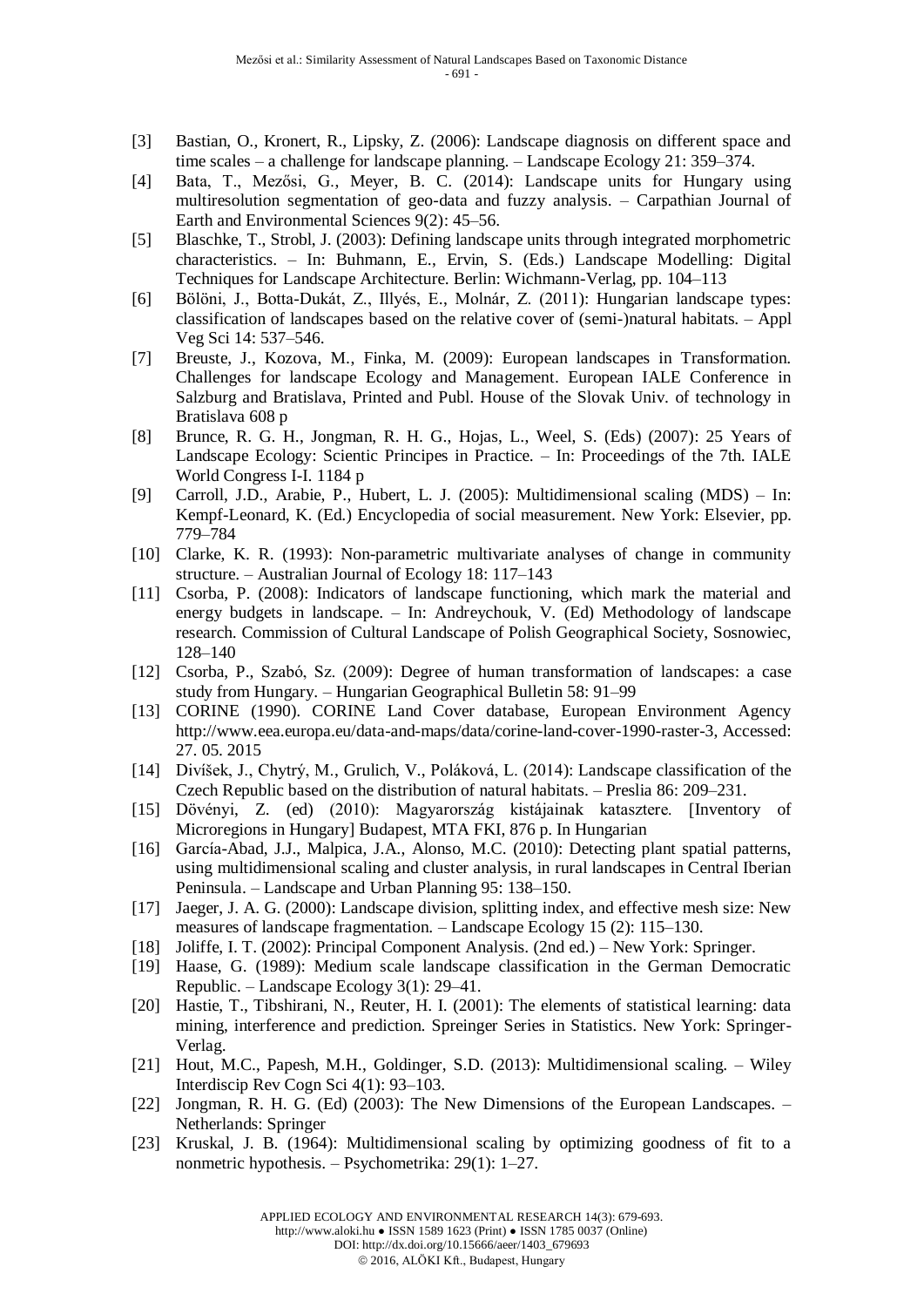[3] Bastian, O., Kronert, R., Lipsky, Z. (2006): Landscape diagnosis on different space and time scales – a challenge for landscape planning. – Landscape Ecology 21: 359–374.

[4] Bata, T., Mezősi, G., Meyer, B. C. (2014): Landscape units for Hungary using multiresolution segmentation of geo-data and fuzzy analysis. – Carpathian Journal of Earth and Environmental Sciences 9(2): 45–56.

[5] Blaschke, T., Strobl, J. (2003): Defining landscape units through integrated morphometric characteristics. – In: Buhmann, E., Ervin, S. (Eds.) Landscape Modelling: Digital Techniques for Landscape Architecture. Berlin: Wichmann-Verlag, pp. 104–113

[6] Bölöni, J., Botta-Dukát, Z., Illyés, E., Molnár, Z. (2011): Hungarian landscape types: classification of landscapes based on the relative cover of (semi-)natural habitats. – Appl Veg Sci 14: 537–546.

[7] Breuste, J., Kozova, M., Finka, M. (2009): European landscapes in Transformation. Challenges for landscape Ecology and Management. European IALE Conference in Salzburg and Bratislava, Printed and Publ. House of the Slovak Univ. of technology in Bratislava 608 p

[8] Brunce, R. G. H., Jongman, R. H. G., Hojas, L., Weel, S. (Eds) (2007): 25 Years of Landscape Ecology: Scientic Principes in Practice. – In: Proceedings of the 7th. IALE World Congress I-I. 1184 p

[9] Carroll, J.D., Arabie, P., Hubert, L. J. (2005): Multidimensional scaling (MDS) – In: Kempf-Leonard, K. (Ed.) Encyclopedia of social measurement. New York: Elsevier, pp. 779–784

[10] Clarke, K. R. (1993): Non-parametric multivariate analyses of change in community structure. – Australian Journal of Ecology 18: 117–143

[11] Csorba, P. (2008): Indicators of landscape functioning, which mark the material and energy budgets in landscape. – In: Andreychouk, V. (Ed) Methodology of landscape research. Commission of Cultural Landscape of Polish Geographical Society, Sosnowiec, 128–140

[12] Csorba, P., Szabó, Sz. (2009): Degree of human transformation of landscapes: a case study from Hungary. – Hungarian Geographical Bulletin 58: 91–99

[13] CORINE (1990). CORINE Land Cover database, European Environment Agency http://www.eea.europa.eu/data-and-maps/data/corine-land-cover-1990-raster-3, Accessed: 27. 05. 2015

[14] Divíšek, J., Chytrý, M., Grulich, V., Poláková, L. (2014): Landscape classification of the Czech Republic based on the distribution of natural habitats. – Preslia 86: 209–231.

[15] Dövényi, Z. (ed) (2010): Magyarország kistájainak katasztere. [Inventory of Microregions in Hungary] Budapest, MTA FKI, 876 p. In Hungarian

[16] García-Abad, J.J., Malpica, J.A., Alonso, M.C. (2010): Detecting plant spatial patterns, using multidimensional scaling and cluster analysis, in rural landscapes in Central Iberian Peninsula. – Landscape and Urban Planning 95: 138–150.

[17] Jaeger, J. A. G. (2000): Landscape division, splitting index, and effective mesh size: New measures of landscape fragmentation. – Landscape Ecology 15 (2): 115–130.

[18] Joliffe, I. T. (2002): Principal Component Analysis. (2nd ed.) – New York: Springer.

[19] Haase, G. (1989): Medium scale landscape classification in the German Democratic Republic. – Landscape Ecology 3(1): 29–41.

[20] Hastie, T., Tibshirani, N., Reuter, H. I. (2001): The elements of statistical learning: data mining, interference and prediction. Spreinger Series in Statistics. New York: Springer-Verlag.

[21] Hout, M.C., Papesh, M.H., Goldinger, S.D. (2013): Multidimensional scaling. – Wiley Interdiscip Rev Cogn Sci 4(1): 93–103.

[22] Jongman, R. H. G. (Ed) (2003): The New Dimensions of the European Landscapes. – Netherlands: Springer

[23] Kruskal, J. B. (1964): Multidimensional scaling by optimizing goodness of fit to a nonmetric hypothesis. – Psychometrika: 29(1): 1–27.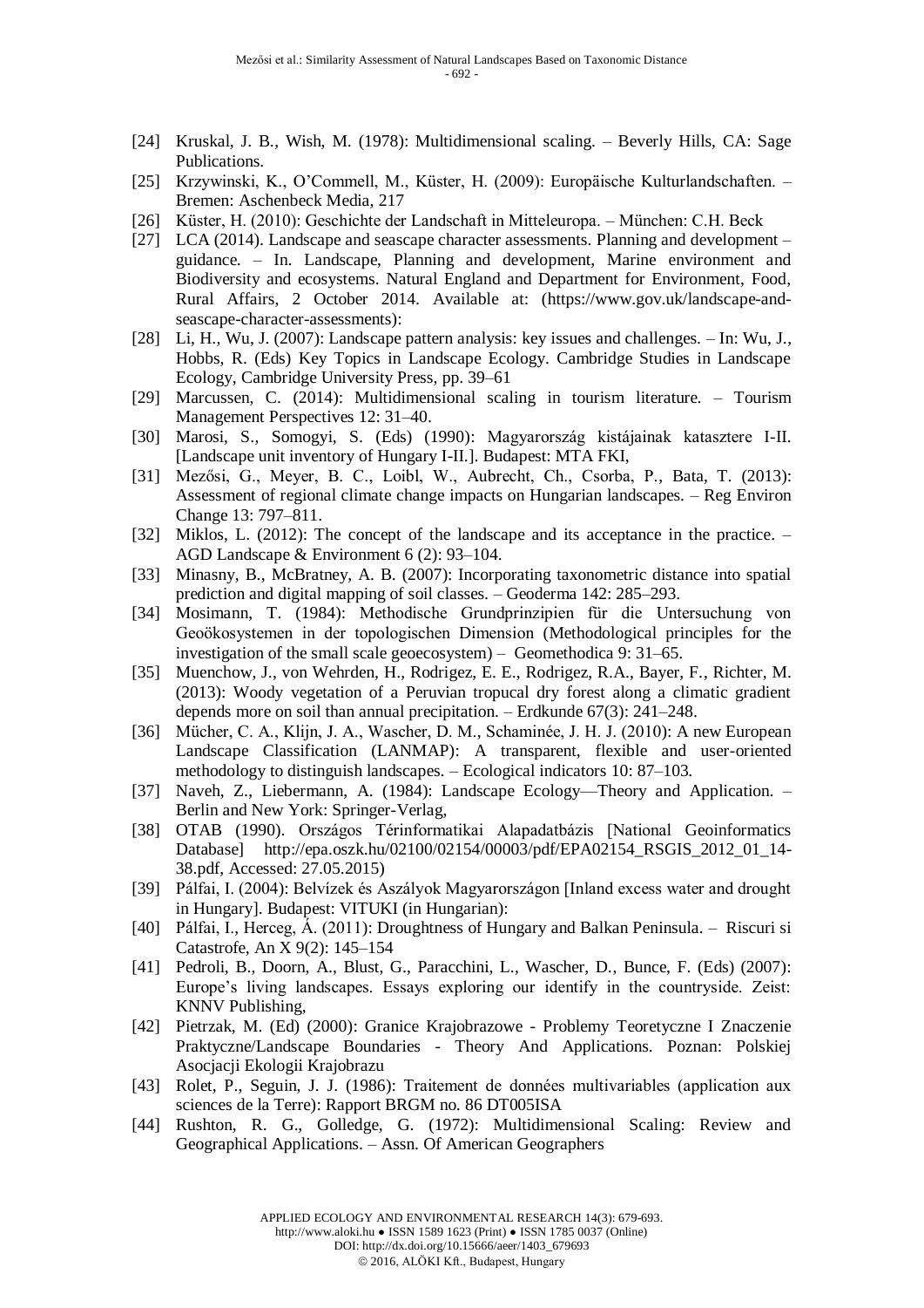[24] Kruskal, J. B., Wish, M. (1978): Multidimensional scaling. – Beverly Hills, CA: Sage Publications.

[25] Krzywinski, K., O'Commell, M., Küster, H. (2009): Europäische Kulturlandschaften. – Bremen: Aschenbeck Media, 217

[26] Küster, H. (2010): Geschichte der Landschaft in Mitteleuropa. – München: C.H. Beck

[27] LCA (2014). Landscape and seascape character assessments. Planning and development – guidance. – In. Landscape, Planning and development, Marine environment and Biodiversity and ecosystems. Natural England and Department for Environment, Food, Rural Affairs, 2 October 2014. Available at: (https://www.gov.uk/landscape-and-seascape-character-assessments):

[28] Li, H., Wu, J. (2007): Landscape pattern analysis: key issues and challenges. – In: Wu, J., Hobbs, R. (Eds) Key Topics in Landscape Ecology. Cambridge Studies in Landscape Ecology, Cambridge University Press, pp. 39–61

[29] Marcussen, C. (2014): Multidimensional scaling in tourism literature. – Tourism Management Perspectives 12: 31–40.

[30] Marosi, S., Somogyi, S. (Eds) (1990): Magyarország kistájainak katasztere I-II. [Landscape unit inventory of Hungary I-II.]. Budapest: MTA FKI,

[31] Mezősi, G., Meyer, B. C., Loibl, W., Aubrecht, Ch., Csorba, P., Bata, T. (2013): Assessment of regional climate change impacts on Hungarian landscapes. – Reg Environ Change 13: 797–811.

[32] Miklos, L. (2012): The concept of the landscape and its acceptance in the practice. – AGD Landscape & Environment 6 (2): 93–104.

[33] Minasny, B., McBratney, A. B. (2007): Incorporating taxonometric distance into spatial prediction and digital mapping of soil classes. – Geoderma 142: 285–293.

[34] Mosimann, T. (1984): Methodische Grundprinzipien für die Untersuchung von Geoökosystemen in der topologischen Dimension (Methodological principles for the investigation of the small scale geoecosystem) – Geomethodica 9: 31–65.

[35] Muenchow, J., von Wehrden, H., Rodrigez, E. E., Rodrigez, R.A., Bayer, F., Richter, M. (2013): Woody vegetation of a Peruvian tropucal dry forest along a climatic gradient depends more on soil than annual precipitation. – Erdkunde 67(3): 241–248.

[36] Mücher, C. A., Klijn, J. A., Wascher, D. M., Schaminée, J. H. J. (2010): A new European Landscape Classification (LANMAP): A transparent, flexible and user-oriented methodology to distinguish landscapes. – Ecological indicators 10: 87–103.

[37] Naveh, Z., Liebermann, A. (1984): Landscape Ecology—Theory and Application. – Berlin and New York: Springer-Verlag,

[38] OTAB (1990). Országos Térinformatikai Alapadatbázis [National Geoinformatics Database] http://epa.oszk.hu/02100/02154/00003/pdf/EPA02154_RSGIS_2012_01_14-38.pdf, Accessed: 27.05.2015)

[39] Pálfai, I. (2004): Belvízek és Aszályok Magyarországon [Inland excess water and drought in Hungary]. Budapest: VITUKI (in Hungarian):

[40] Pálfai, I., Herceg, Á. (2011): Droughtness of Hungary and Balkan Peninsula. – Riscuri si Catastrofe, An X 9(2): 145–154

[41] Pedroli, B., Doorn, A., Blust, G., Paracchini, L., Wascher, D., Bunce, F. (Eds) (2007): Europe's living landscapes. Essays exploring our identify in the countryside. Zeist: KNNV Publishing,

[42] Pietrzak, M. (Ed) (2000): Granice Krajobrazowe - Problemy Teoretyczne I Znaczenie Praktyczne/Landscape Boundaries - Theory And Applications. Poznan: Polskiej Asocjacji Ekologii Krajobrazu

[43] Rolet, P., Seguin, J. J. (1986): Traitement de données multivariables (application aux sciences de la Terre): Rapport BRGM no. 86 DT005ISA

[44] Rushton, R. G., Golledge, G. (1972): Multidimensional Scaling: Review and Geographical Applications. – Assn. Of American Geographers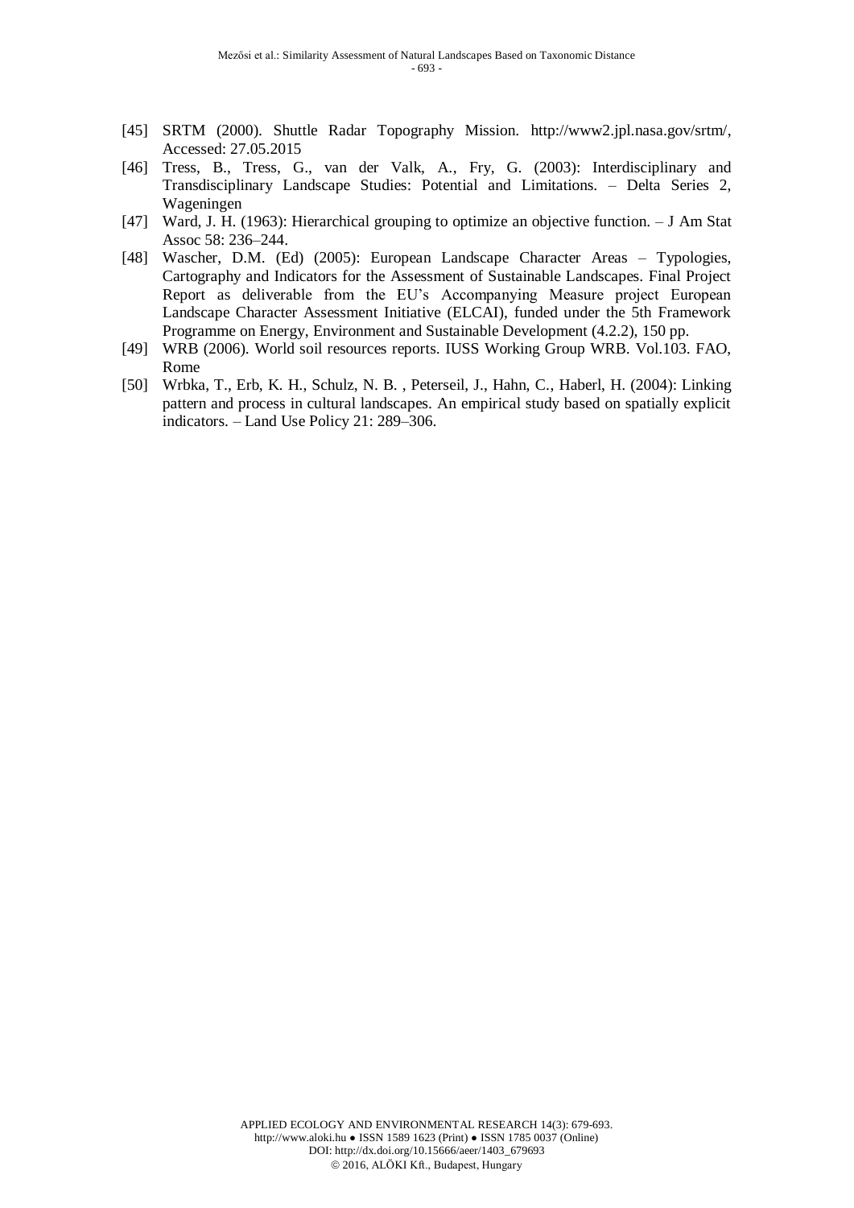[45] SRTM (2000). Shuttle Radar Topography Mission. http://www2.jpl.nasa.gov/srtm/, Accessed: 27.05.2015

[46] Tress, B., Tress, G., van der Valk, A., Fry, G. (2003): Interdisciplinary and Transdisciplinary Landscape Studies: Potential and Limitations. – Delta Series 2, Wageningen

[47] Ward, J. H. (1963): Hierarchical grouping to optimize an objective function. – J Am Stat Assoc 58: 236–244.

[48] Wascher, D.M. (Ed) (2005): European Landscape Character Areas – Typologies, Cartography and Indicators for the Assessment of Sustainable Landscapes. Final Project Report as deliverable from the EU's Accompanying Measure project European Landscape Character Assessment Initiative (ELCAI), funded under the 5th Framework Programme on Energy, Environment and Sustainable Development (4.2.2), 150 pp.

[49] WRB (2006). World soil resources reports. IUSS Working Group WRB. Vol.103. FAO, Rome

[50] Wrbka, T., Erb, K. H., Schulz, N. B. , Peterseil, J., Hahn, C., Haberl, H. (2004): Linking pattern and process in cultural landscapes. An empirical study based on spatially explicit indicators. – Land Use Policy 21: 289–306.